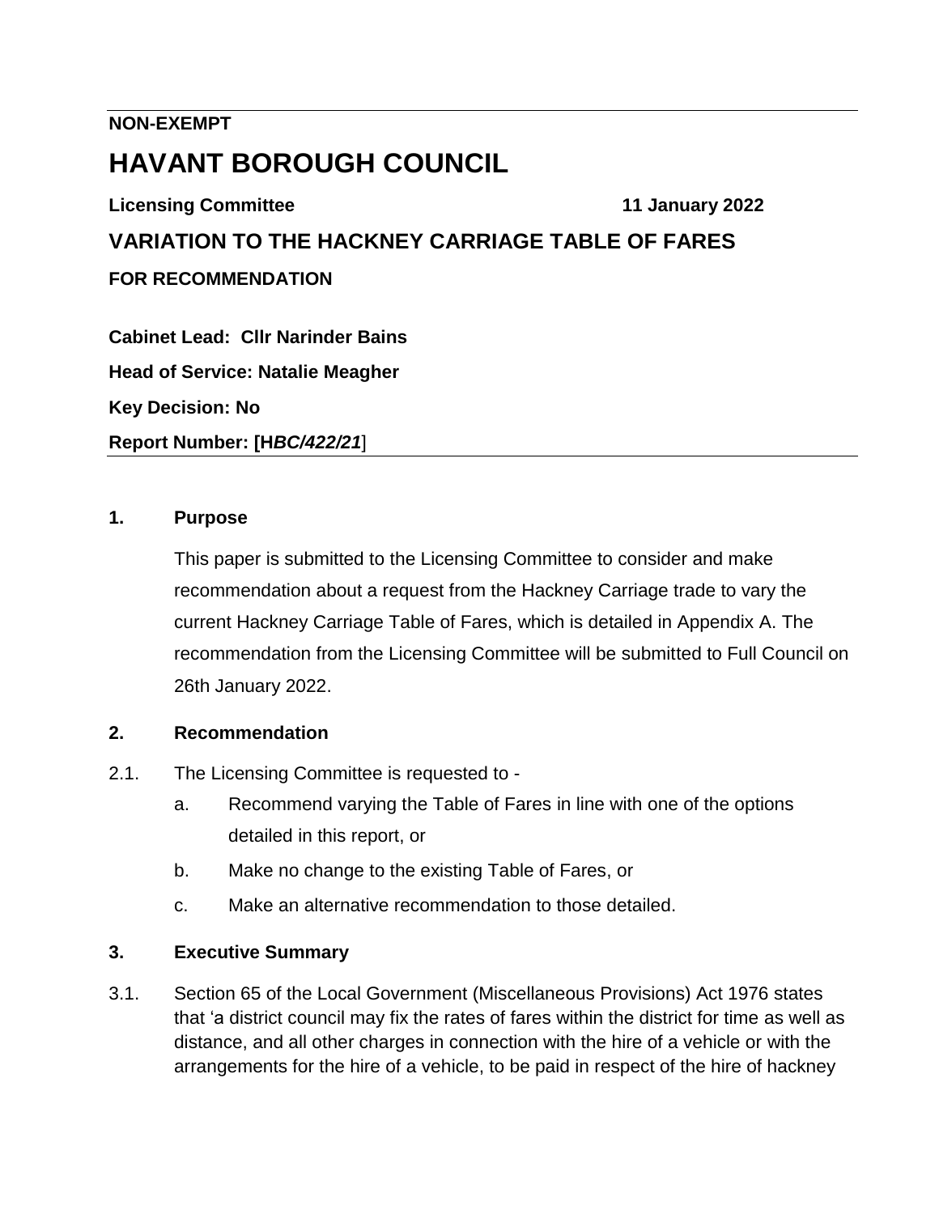**NON-EXEMPT**

# HAVANT BOROUGH COUNCIL

**Licensing Committee** **11 January 2022**

## VARIATION TO THE HACKNEY CARRIAGE TABLE OF FARES

**FOR RECOMMENDATION**

**Cabinet Lead: Cllr Narinder Bains**

**Head of Service: Natalie Meagher**

**Key Decision: No**

**Report Number: [H*BC/422/21*]**

### 1. Purpose

This paper is submitted to the Licensing Committee to consider and make recommendation about a request from the Hackney Carriage trade to vary the current Hackney Carriage Table of Fares, which is detailed in Appendix A. The recommendation from the Licensing Committee will be submitted to Full Council on 26th January 2022.

### 2. Recommendation

2.1. The Licensing Committee is requested to -

a. Recommend varying the Table of Fares in line with one of the options detailed in this report, or

b. Make no change to the existing Table of Fares, or

c. Make an alternative recommendation to those detailed.

### 3. Executive Summary

3.1. Section 65 of the Local Government (Miscellaneous Provisions) Act 1976 states that 'a district council may fix the rates of fares within the district for time as well as distance, and all other charges in connection with the hire of a vehicle or with the arrangements for the hire of a vehicle, to be paid in respect of the hire of hackney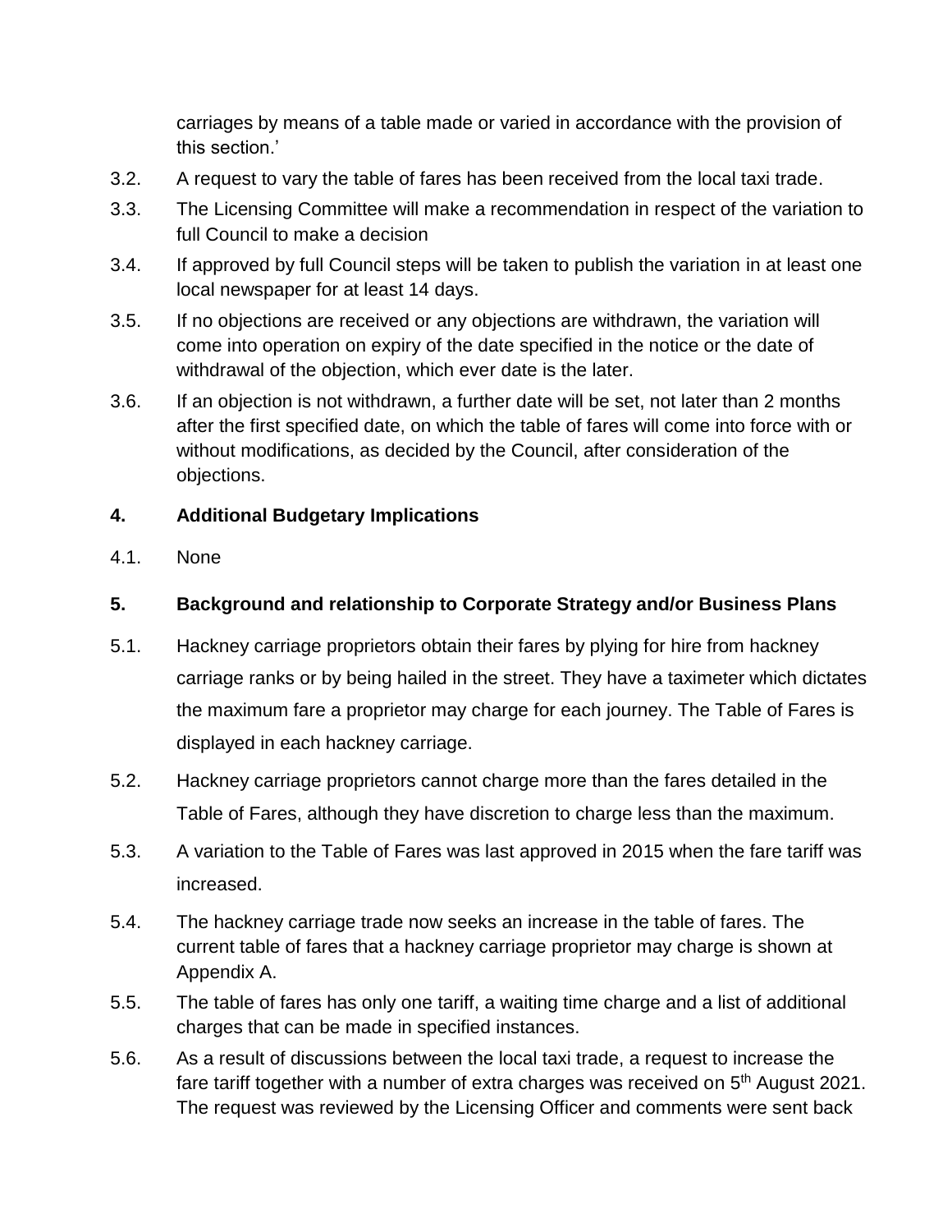carriages by means of a table made or varied in accordance with the provision of this section.'

3.2. A request to vary the table of fares has been received from the local taxi trade.

3.3. The Licensing Committee will make a recommendation in respect of the variation to full Council to make a decision

3.4. If approved by full Council steps will be taken to publish the variation in at least one local newspaper for at least 14 days.

3.5. If no objections are received or any objections are withdrawn, the variation will come into operation on expiry of the date specified in the notice or the date of withdrawal of the objection, which ever date is the later.

3.6. If an objection is not withdrawn, a further date will be set, not later than 2 months after the first specified date, on which the table of fares will come into force with or without modifications, as decided by the Council, after consideration of the objections.

## 4. Additional Budgetary Implications

4.1. None

## 5. Background and relationship to Corporate Strategy and/or Business Plans

5.1. Hackney carriage proprietors obtain their fares by plying for hire from hackney carriage ranks or by being hailed in the street. They have a taximeter which dictates the maximum fare a proprietor may charge for each journey. The Table of Fares is displayed in each hackney carriage.

5.2. Hackney carriage proprietors cannot charge more than the fares detailed in the Table of Fares, although they have discretion to charge less than the maximum.

5.3. A variation to the Table of Fares was last approved in 2015 when the fare tariff was increased.

5.4. The hackney carriage trade now seeks an increase in the table of fares. The current table of fares that a hackney carriage proprietor may charge is shown at Appendix A.

5.5. The table of fares has only one tariff, a waiting time charge and a list of additional charges that can be made in specified instances.

5.6. As a result of discussions between the local taxi trade, a request to increase the fare tariff together with a number of extra charges was received on 5th August 2021. The request was reviewed by the Licensing Officer and comments were sent back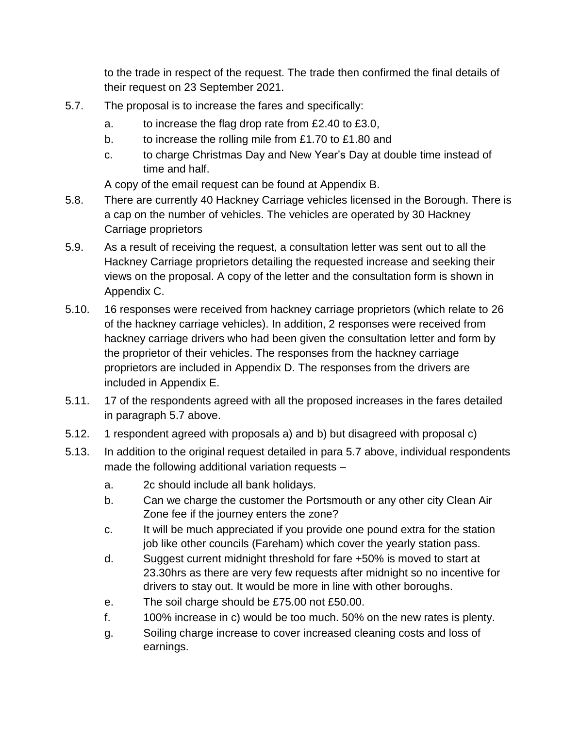to the trade in respect of the request. The trade then confirmed the final details of their request on 23 September 2021.

5.7. The proposal is to increase the fares and specifically:

   a. to increase the flag drop rate from £2.40 to £3.0,

   b. to increase the rolling mile from £1.70 to £1.80 and

   c. to charge Christmas Day and New Year's Day at double time instead of time and half.

   A copy of the email request can be found at Appendix B.

5.8. There are currently 40 Hackney Carriage vehicles licensed in the Borough. There is a cap on the number of vehicles. The vehicles are operated by 30 Hackney Carriage proprietors

5.9. As a result of receiving the request, a consultation letter was sent out to all the Hackney Carriage proprietors detailing the requested increase and seeking their views on the proposal. A copy of the letter and the consultation form is shown in Appendix C.

5.10. 16 responses were received from hackney carriage proprietors (which relate to 26 of the hackney carriage vehicles). In addition, 2 responses were received from hackney carriage drivers who had been given the consultation letter and form by the proprietor of their vehicles. The responses from the hackney carriage proprietors are included in Appendix D. The responses from the drivers are included in Appendix E.

5.11. 17 of the respondents agreed with all the proposed increases in the fares detailed in paragraph 5.7 above.

5.12. 1 respondent agreed with proposals a) and b) but disagreed with proposal c)

5.13. In addition to the original request detailed in para 5.7 above, individual respondents made the following additional variation requests –

   a. 2c should include all bank holidays.

   b. Can we charge the customer the Portsmouth or any other city Clean Air Zone fee if the journey enters the zone?

   c. It will be much appreciated if you provide one pound extra for the station job like other councils (Fareham) which cover the yearly station pass.

   d. Suggest current midnight threshold for fare +50% is moved to start at 23.30hrs as there are very few requests after midnight so no incentive for drivers to stay out. It would be more in line with other boroughs.

   e. The soil charge should be £75.00 not £50.00.

   f. 100% increase in c) would be too much. 50% on the new rates is plenty.

   g. Soiling charge increase to cover increased cleaning costs and loss of earnings.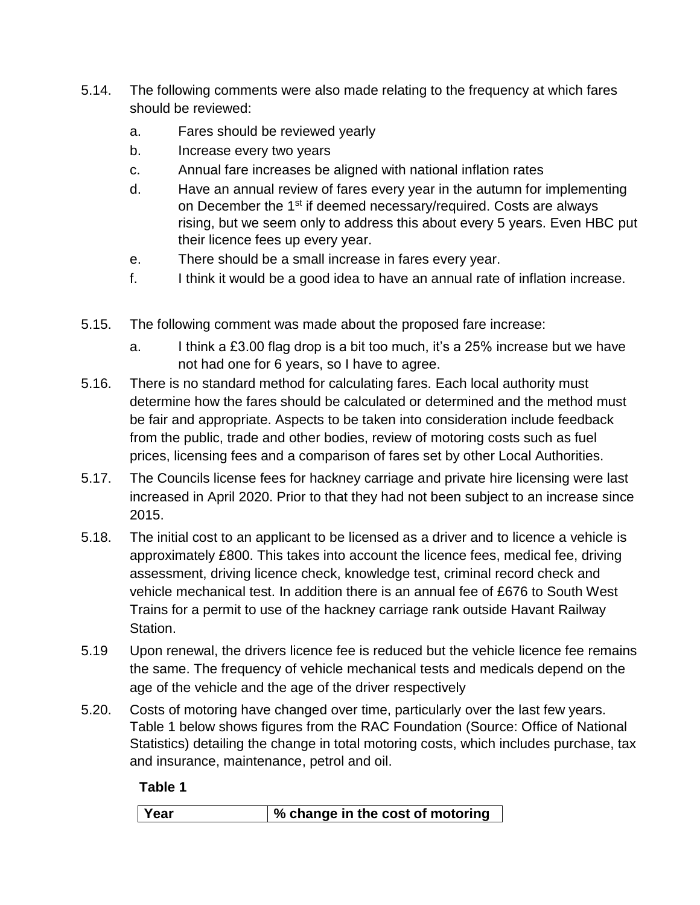5.14. The following comments were also made relating to the frequency at which fares should be reviewed:

a. Fares should be reviewed yearly

b. Increase every two years

c. Annual fare increases be aligned with national inflation rates

d. Have an annual review of fares every year in the autumn for implementing on December the 1st if deemed necessary/required. Costs are always rising, but we seem only to address this about every 5 years. Even HBC put their licence fees up every year.

e. There should be a small increase in fares every year.

f. I think it would be a good idea to have an annual rate of inflation increase.

5.15. The following comment was made about the proposed fare increase:

a. I think a £3.00 flag drop is a bit too much, it's a 25% increase but we have not had one for 6 years, so I have to agree.

5.16. There is no standard method for calculating fares. Each local authority must determine how the fares should be calculated or determined and the method must be fair and appropriate. Aspects to be taken into consideration include feedback from the public, trade and other bodies, review of motoring costs such as fuel prices, licensing fees and a comparison of fares set by other Local Authorities.

5.17. The Councils license fees for hackney carriage and private hire licensing were last increased in April 2020. Prior to that they had not been subject to an increase since 2015.

5.18. The initial cost to an applicant to be licensed as a driver and to licence a vehicle is approximately £800. This takes into account the licence fees, medical fee, driving assessment, driving licence check, knowledge test, criminal record check and vehicle mechanical test. In addition there is an annual fee of £676 to South West Trains for a permit to use of the hackney carriage rank outside Havant Railway Station.

5.19 Upon renewal, the drivers licence fee is reduced but the vehicle licence fee remains the same. The frequency of vehicle mechanical tests and medicals depend on the age of the vehicle and the age of the driver respectively

5.20. Costs of motoring have changed over time, particularly over the last few years. Table 1 below shows figures from the RAC Foundation (Source: Office of National Statistics) detailing the change in total motoring costs, which includes purchase, tax and insurance, maintenance, petrol and oil.

**Table 1**

| Year | % change in the cost of motoring |
|---|---|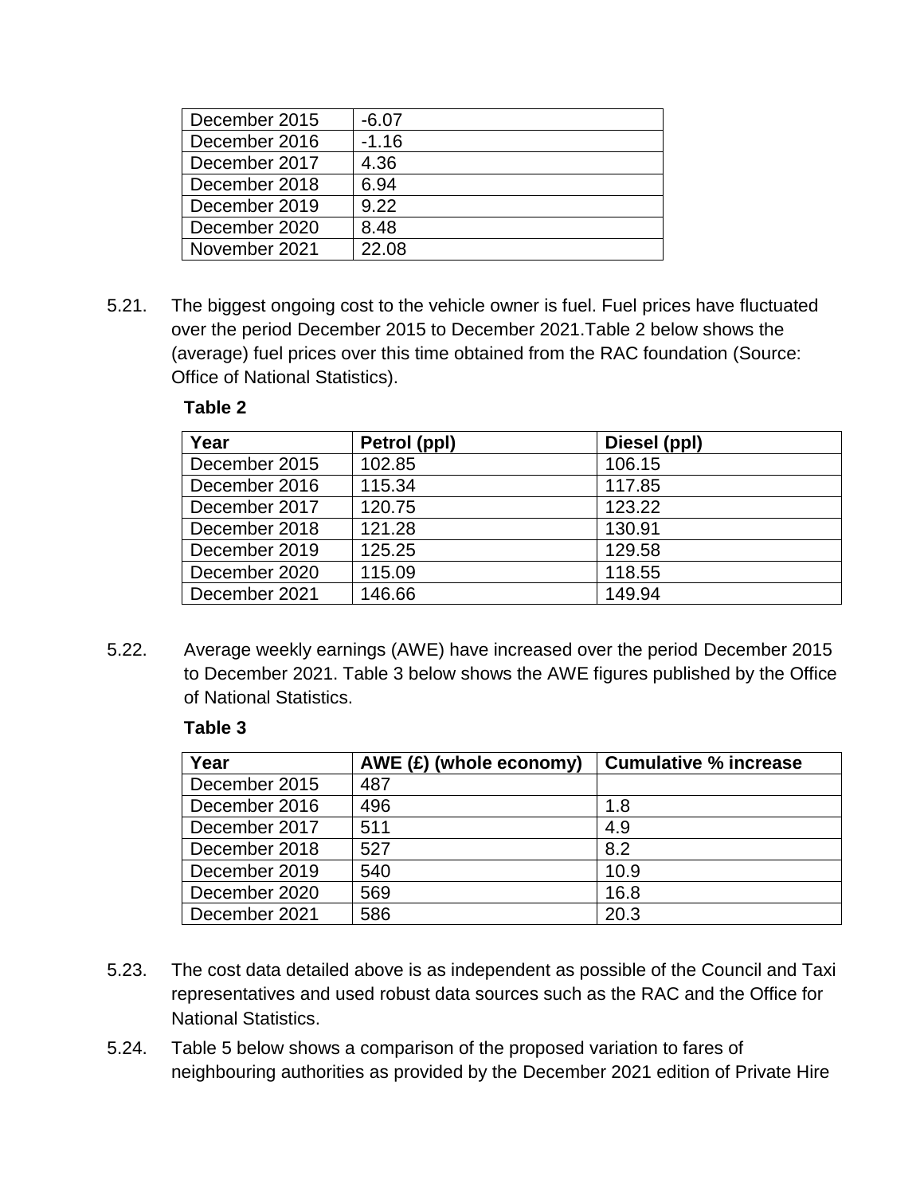| December 2015 | -6.07 |
|---|---|
| December 2016 | -1.16 |
| December 2017 | 4.36 |
| December 2018 | 6.94 |
| December 2019 | 9.22 |
| December 2020 | 8.48 |
| November 2021 | 22.08 |

5.21. The biggest ongoing cost to the vehicle owner is fuel. Fuel prices have fluctuated over the period December 2015 to December 2021.Table 2 below shows the (average) fuel prices over this time obtained from the RAC foundation (Source: Office of National Statistics).

**Table 2**

| Year | Petrol (ppl) | Diesel (ppl) |
|---|---|---|
| December 2015 | 102.85 | 106.15 |
| December 2016 | 115.34 | 117.85 |
| December 2017 | 120.75 | 123.22 |
| December 2018 | 121.28 | 130.91 |
| December 2019 | 125.25 | 129.58 |
| December 2020 | 115.09 | 118.55 |
| December 2021 | 146.66 | 149.94 |

5.22. Average weekly earnings (AWE) have increased over the period December 2015 to December 2021. Table 3 below shows the AWE figures published by the Office of National Statistics.

**Table 3**

| Year | AWE (£) (whole economy) | Cumulative % increase |
|---|---|---|
| December 2015 | 487 | |
| December 2016 | 496 | 1.8 |
| December 2017 | 511 | 4.9 |
| December 2018 | 527 | 8.2 |
| December 2019 | 540 | 10.9 |
| December 2020 | 569 | 16.8 |
| December 2021 | 586 | 20.3 |

5.23. The cost data detailed above is as independent as possible of the Council and Taxi representatives and used robust data sources such as the RAC and the Office for National Statistics.

5.24. Table 5 below shows a comparison of the proposed variation to fares of neighbouring authorities as provided by the December 2021 edition of Private Hire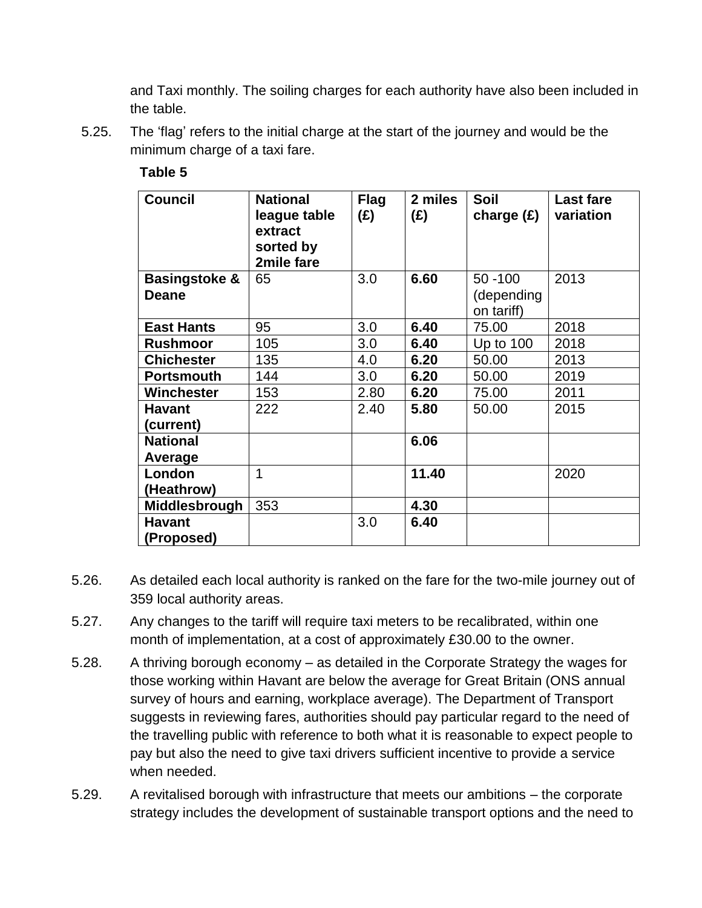and Taxi monthly. The soiling charges for each authority have also been included in the table.

5.25. The 'flag' refers to the initial charge at the start of the journey and would be the minimum charge of a taxi fare.

**Table 5**

| Council | National league table extract sorted by 2mile fare | Flag (£) | 2 miles (£) | Soil charge (£) | Last fare variation |
|---|---|---|---|---|---|
| **Basingstoke & Deane** | 65 | 3.0 | **6.60** | 50 -100 (depending on tariff) | 2013 |
| **East Hants** | 95 | 3.0 | **6.40** | 75.00 | 2018 |
| **Rushmoor** | 105 | 3.0 | **6.40** | Up to 100 | 2018 |
| **Chichester** | 135 | 4.0 | **6.20** | 50.00 | 2013 |
| **Portsmouth** | 144 | 3.0 | **6.20** | 50.00 | 2019 |
| **Winchester** | 153 | 2.80 | **6.20** | 75.00 | 2011 |
| **Havant (current)** | 222 | 2.40 | **5.80** | 50.00 | 2015 |
| **National Average** | | | **6.06** | | |
| **London (Heathrow)** | 1 | | **11.40** | | 2020 |
| **Middlesbrough** | 353 | | **4.30** | | |
| **Havant (Proposed)** | | 3.0 | **6.40** | | |

5.26. As detailed each local authority is ranked on the fare for the two-mile journey out of 359 local authority areas.

5.27. Any changes to the tariff will require taxi meters to be recalibrated, within one month of implementation, at a cost of approximately £30.00 to the owner.

5.28. A thriving borough economy – as detailed in the Corporate Strategy the wages for those working within Havant are below the average for Great Britain (ONS annual survey of hours and earning, workplace average). The Department of Transport suggests in reviewing fares, authorities should pay particular regard to the need of the travelling public with reference to both what it is reasonable to expect people to pay but also the need to give taxi drivers sufficient incentive to provide a service when needed.

5.29. A revitalised borough with infrastructure that meets our ambitions – the corporate strategy includes the development of sustainable transport options and the need to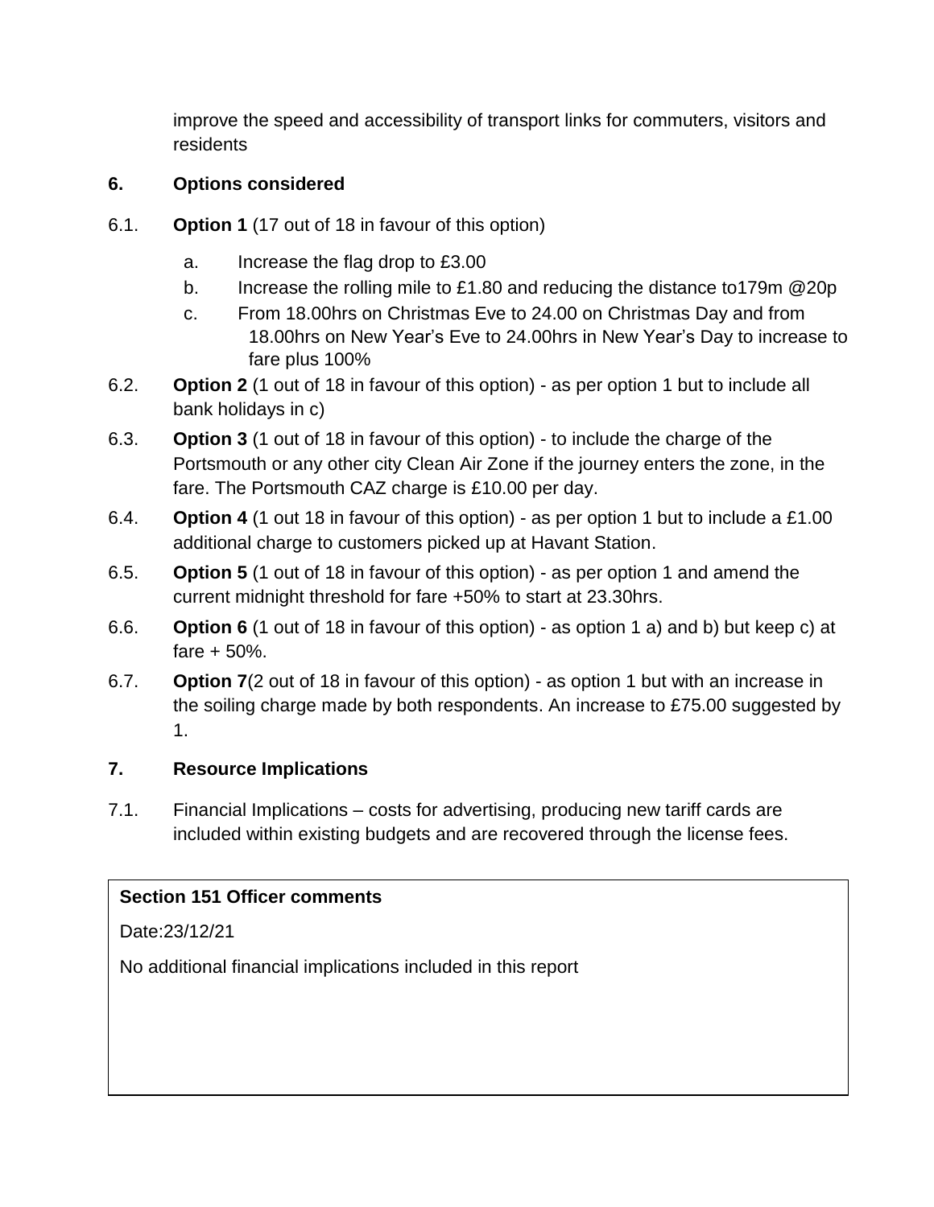improve the speed and accessibility of transport links for commuters, visitors and residents

## 6. Options considered

6.1. **Option 1** (17 out of 18 in favour of this option)

   a. Increase the flag drop to £3.00
   b. Increase the rolling mile to £1.80 and reducing the distance to179m @20p
   c. From 18.00hrs on Christmas Eve to 24.00 on Christmas Day and from 18.00hrs on New Year's Eve to 24.00hrs in New Year's Day to increase to fare plus 100%

6.2. **Option 2** (1 out of 18 in favour of this option) - as per option 1 but to include all bank holidays in c)

6.3. **Option 3** (1 out of 18 in favour of this option) - to include the charge of the Portsmouth or any other city Clean Air Zone if the journey enters the zone, in the fare. The Portsmouth CAZ charge is £10.00 per day.

6.4. **Option 4** (1 out 18 in favour of this option) - as per option 1 but to include a £1.00 additional charge to customers picked up at Havant Station.

6.5. **Option 5** (1 out of 18 in favour of this option) - as per option 1 and amend the current midnight threshold for fare +50% to start at 23.30hrs.

6.6. **Option 6** (1 out of 18 in favour of this option) - as option 1 a) and b) but keep c) at fare + 50%.

6.7. **Option 7**(2 out of 18 in favour of this option) - as option 1 but with an increase in the soiling charge made by both respondents. An increase to £75.00 suggested by 1.

## 7. Resource Implications

7.1. Financial Implications – costs for advertising, producing new tariff cards are included within existing budgets and are recovered through the license fees.

| **Section 151 Officer comments** |
|---|
| Date:23/12/21<br><br>No additional financial implications included in this report |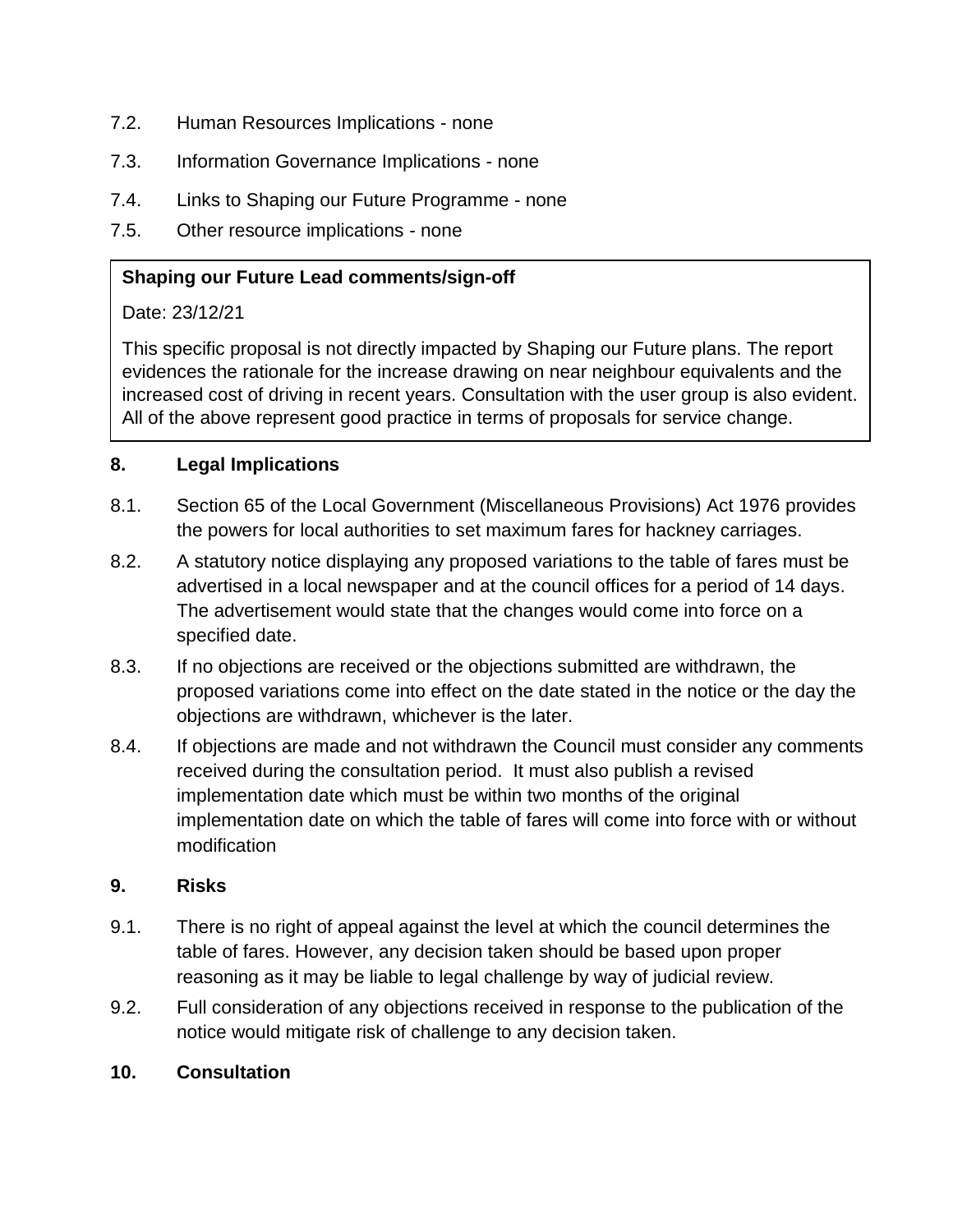7.2. Human Resources Implications - none

7.3. Information Governance Implications - none

7.4. Links to Shaping our Future Programme - none

7.5. Other resource implications - none

> **Shaping our Future Lead comments/sign-off**
>
> Date: 23/12/21
>
> This specific proposal is not directly impacted by Shaping our Future plans. The report evidences the rationale for the increase drawing on near neighbour equivalents and the increased cost of driving in recent years. Consultation with the user group is also evident. All of the above represent good practice in terms of proposals for service change.

## 8. Legal Implications

8.1. Section 65 of the Local Government (Miscellaneous Provisions) Act 1976 provides the powers for local authorities to set maximum fares for hackney carriages.

8.2. A statutory notice displaying any proposed variations to the table of fares must be advertised in a local newspaper and at the council offices for a period of 14 days. The advertisement would state that the changes would come into force on a specified date.

8.3. If no objections are received or the objections submitted are withdrawn, the proposed variations come into effect on the date stated in the notice or the day the objections are withdrawn, whichever is the later.

8.4. If objections are made and not withdrawn the Council must consider any comments received during the consultation period. It must also publish a revised implementation date which must be within two months of the original implementation date on which the table of fares will come into force with or without modification

## 9. Risks

9.1. There is no right of appeal against the level at which the council determines the table of fares. However, any decision taken should be based upon proper reasoning as it may be liable to legal challenge by way of judicial review.

9.2. Full consideration of any objections received in response to the publication of the notice would mitigate risk of challenge to any decision taken.

## 10. Consultation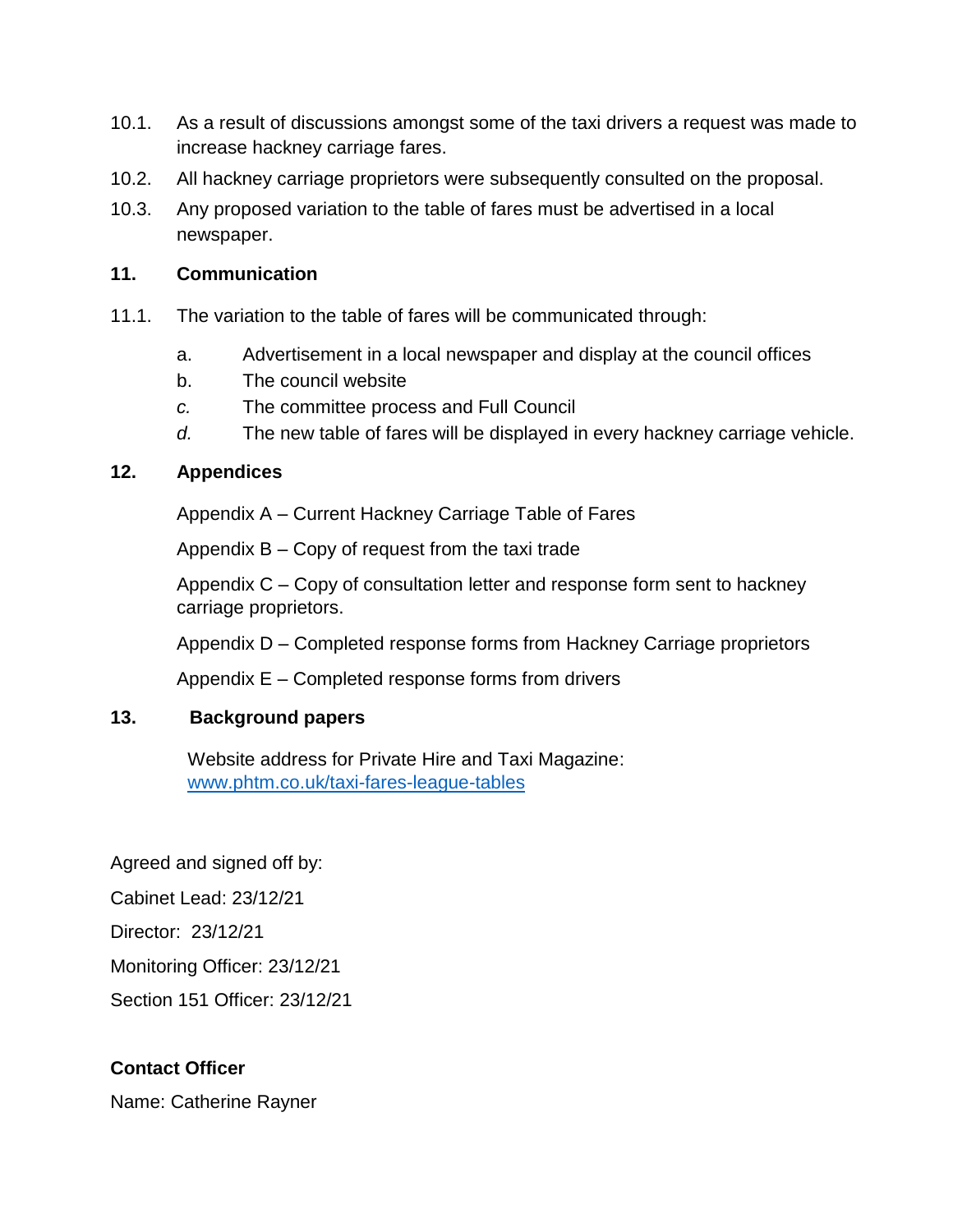10.1. As a result of discussions amongst some of the taxi drivers a request was made to increase hackney carriage fares.

10.2. All hackney carriage proprietors were subsequently consulted on the proposal.

10.3. Any proposed variation to the table of fares must be advertised in a local newspaper.

## 11. Communication

11.1. The variation to the table of fares will be communicated through:

a. Advertisement in a local newspaper and display at the council offices

b. The council website

*c.* The committee process and Full Council

*d.* The new table of fares will be displayed in every hackney carriage vehicle.

## 12. Appendices

Appendix A – Current Hackney Carriage Table of Fares

Appendix B – Copy of request from the taxi trade

Appendix C – Copy of consultation letter and response form sent to hackney carriage proprietors.

Appendix D – Completed response forms from Hackney Carriage proprietors

Appendix E – Completed response forms from drivers

## 13. Background papers

Website address for Private Hire and Taxi Magazine: [www.phtm.co.uk/taxi-fares-league-tables](http://www.phtm.co.uk/taxi-fares-league-tables)

Agreed and signed off by:

Cabinet Lead: 23/12/21

Director: 23/12/21

Monitoring Officer: 23/12/21

Section 151 Officer: 23/12/21

**Contact Officer**

Name: Catherine Rayner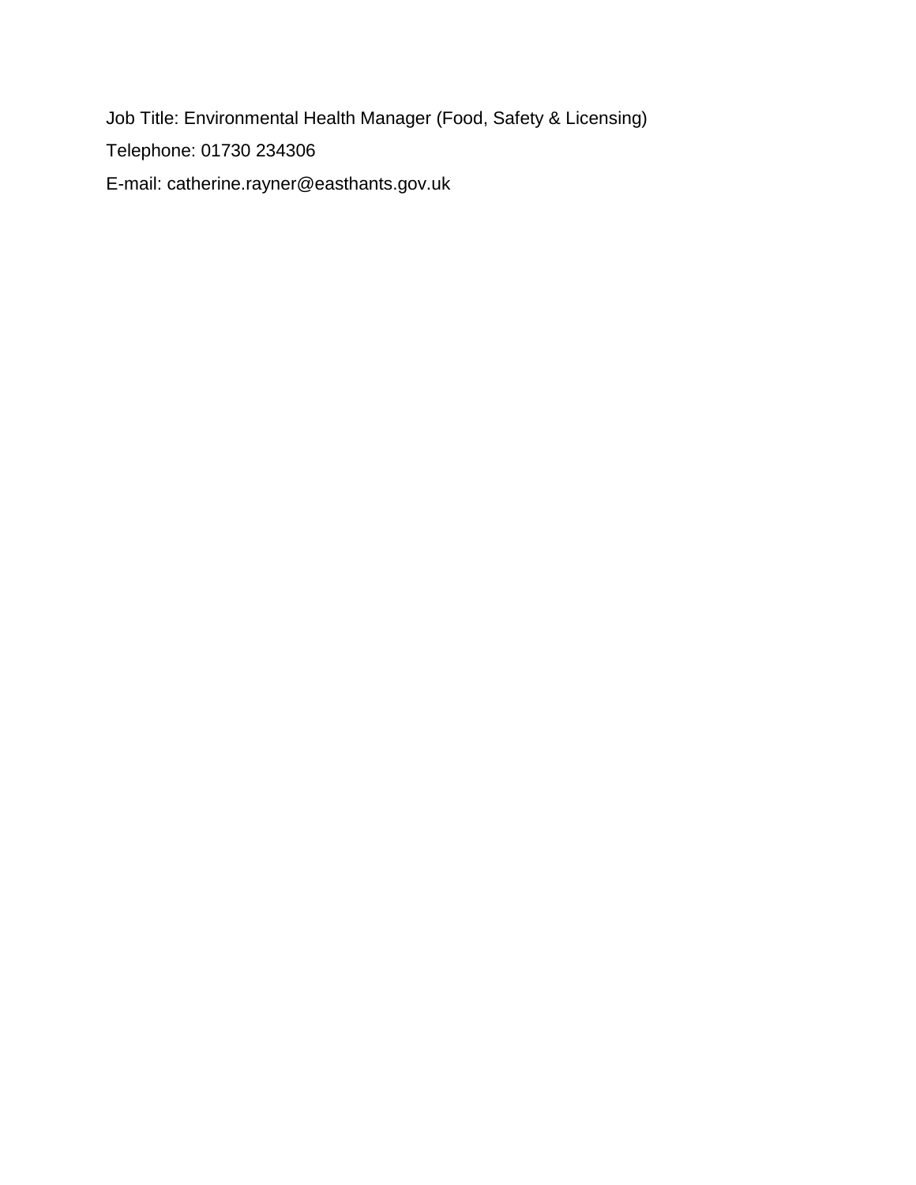Job Title: Environmental Health Manager (Food, Safety & Licensing)

Telephone: 01730 234306

E-mail: catherine.rayner@easthants.gov.uk